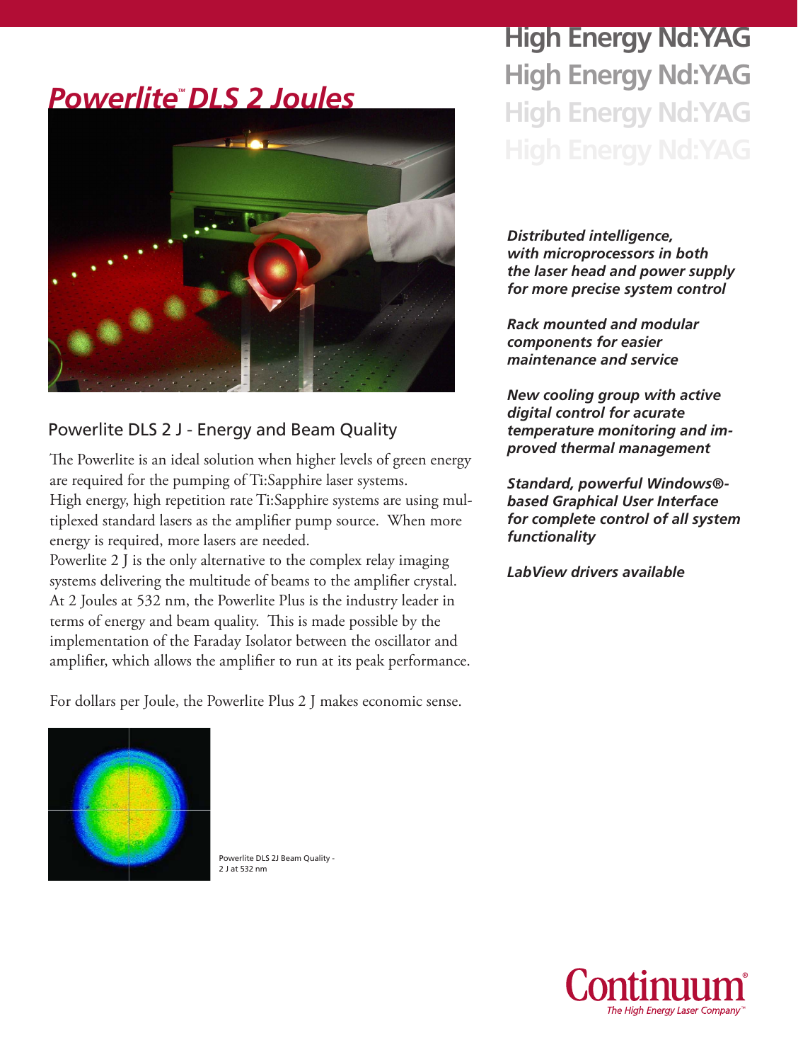# High Energy Nd:YAG

## Powerlite™ DLS 2 Joules

### Powerlite DLS 2 J - Energy and Beam Quality

The Powerlite is an ideal solution when higher levels of green energy are required for the pumping of Ti:Sapphire laser systems. High energy, high repetition rate Ti:Sapphire systems are using multiplexed standard lasers as the amplifier pump source. When more energy is required, more lasers are needed.
Powerlite 2 J is the only alternative to the complex relay imaging systems delivering the multitude of beams to the amplifier crystal. At 2 Joules at 532 nm, the Powerlite Plus is the industry leader in terms of energy and beam quality. This is made possible by the implementation of the Faraday Isolator between the oscillator and amplifier, which allows the amplifier to run at its peak performance.

For dollars per Joule, the Powerlite Plus 2 J makes economic sense.

Powerlite DLS 2J Beam Quality - 2 J at 532 nm

***Distributed intelligence, with microprocessors in both the laser head and power supply for more precise system control***

***Rack mounted and modular components for easier maintenance and service***

***New cooling group with active digital control for acurate temperature monitoring and improved thermal management***

***Standard, powerful Windows®-based Graphical User Interface for complete control of all system functionality***

***LabView drivers available***

Continuum® *The High Energy Laser Company™*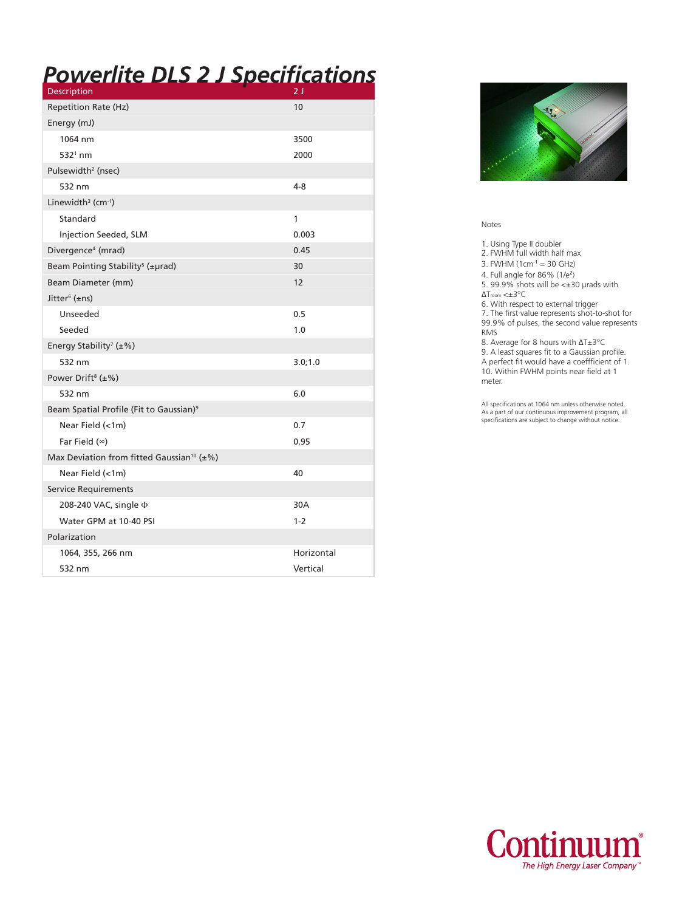# *Powerlite DLS 2 J Specifications*

| Description | 2 J |
|---|---|
| Repetition Rate (Hz) | 10 |
| Energy (mJ) | |
| 1064 nm | 3500 |
| 532[1] nm | 2000 |
| Pulsewidth[2] (nsec) | |
| 532 nm | 4-8 |
| Linewidth[3] ($cm^{-1}$) | |
| Standard | 1 |
| Injection Seeded, SLM | 0.003 |
| Divergence[4] (mrad) | 0.45 |
| Beam Pointing Stability[5] (±μrad) | 30 |
| Beam Diameter (mm) | 12 |
| Jitter[6] (±ns) | |
| Unseeded | 0.5 |
| Seeded | 1.0 |
| Energy Stability[7] (±%) | |
| 532 nm | 3.0;1.0 |
| Power Drift[8] (±%) | |
| 532 nm | 6.0 |
| Beam Spatial Profile (Fit to Gaussian)[9] | |
| Near Field (<1m) | 0.7 |
| Far Field (∞) | 0.95 |
| Max Deviation from fitted Gaussian[10] (±%) | |
| Near Field (<1m) | 40 |
| Service Requirements | |
| 208-240 VAC, single Φ | 30A |
| Water GPM at 10-40 PSI | 1-2 |
| Polarization | |
| 1064, 355, 266 nm | Horizontal |
| 532 nm | Vertical |

Notes

1. Using Type II doubler
2. FWHM full width half max
3. FWHM ($1cm^{-1}$ = 30 GHz)
4. Full angle for 86% ($1/e^2$)
5. 99.9% shots will be <±30 μrads with $\Delta T_{room}$ <±3°C
6. With respect to external trigger
7. The first value represents shot-to-shot for 99.9% of pulses, the second value represents RMS
8. Average for 8 hours with ΔT±3°C
9. A least squares fit to a Gaussian profile. A perfect fit would have a coeffficient of 1.
10. Within FWHM points near field at 1 meter.

All specifications at 1064 nm unless otherwise noted. As a part of our continuous improvement program, all specifications are subject to change without notice.

Continuum®
*The High Energy Laser Company™*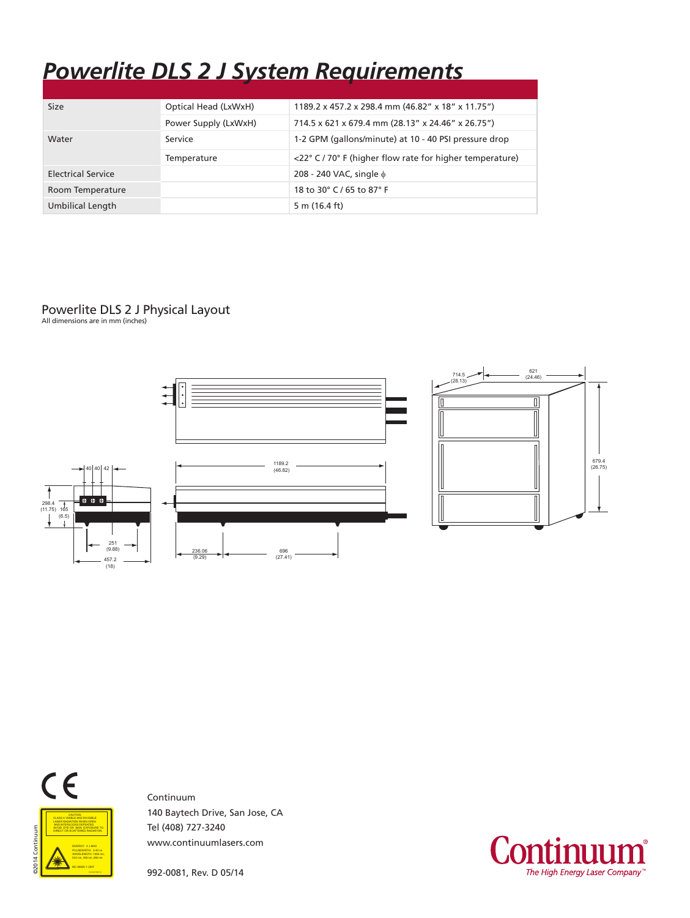# Powerlite DLS 2 J System Requirements

| | | |
|---|---|---|
| Size | Optical Head (LxWxH) | 1189.2 x 457.2 x 298.4 mm (46.82" x 18" x 11.75") |
| | Power Supply (LxWxH) | 714.5 x 621 x 679.4 mm (28.13" x 24.46" x 26.75") |
| Water | Service | 1-2 GPM (gallons/minute) at 10 - 40 PSI pressure drop |
| | Temperature | <22° C / 70° F (higher flow rate for higher temperature) |
| Electrical Service | | 208 - 240 VAC, single ϕ |
| Room Temperature | | 18 to 30° C / 65 to 87° F |
| Umbilical Length | | 5 m (16.4 ft) |

## Powerlite DLS 2 J Physical Layout

All dimensions are in mm (inches)

40 40 42
298.4 (11.75)
165 (6.5)
251 (9.88)
457.2 (18)
1189.2 (46.82)
236.06 (9.29)
696 (27.41)
714.5 (28.13)
621 (24.46)
679.4 (26.75)

Continuum
140 Baytech Drive, San Jose, CA
Tel (408) 727-3240
www.continuumlasers.com

992-0081, Rev. D 05/14

©2014 Continuum

Continuum®
The High Energy Laser Company™